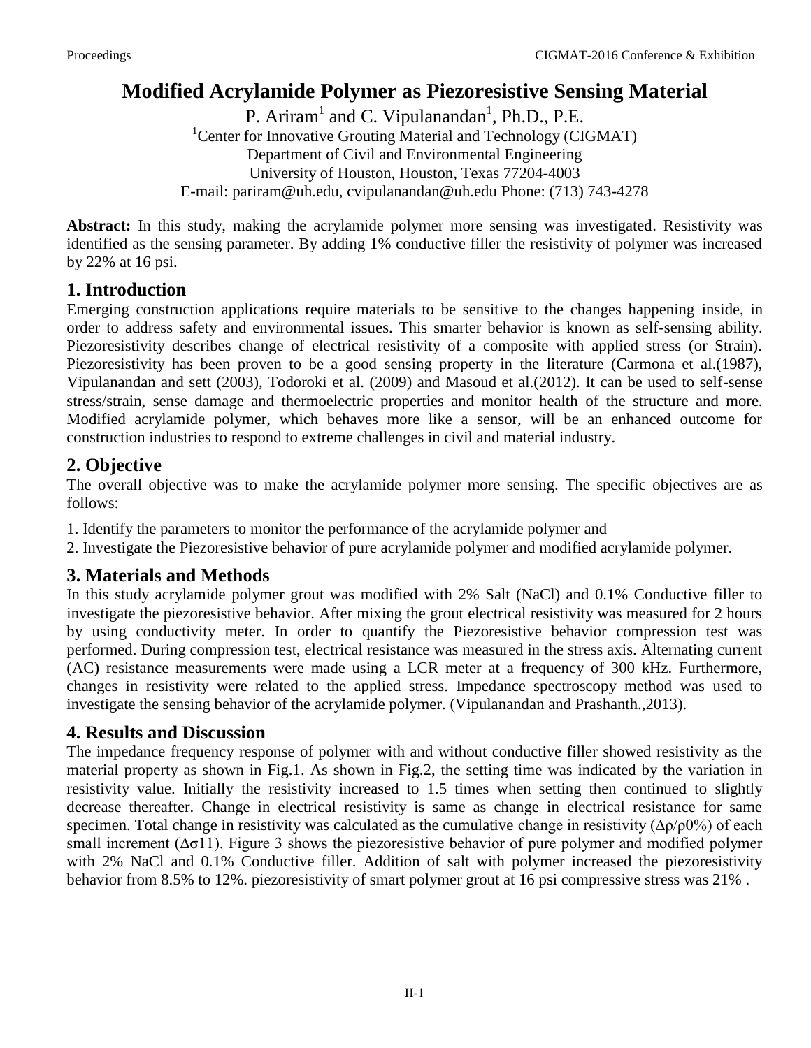# Modified Acrylamide Polymer as Piezoresistive Sensing Material

P. Ariram[1] and C. Vipulanandan[1], Ph.D., P.E.

[1]Center for Innovative Grouting Material and Technology (CIGMAT)
Department of Civil and Environmental Engineering
University of Houston, Houston, Texas 77204-4003
E-mail: pariram@uh.edu, cvipulanandan@uh.edu Phone: (713) 743-4278

**Abstract:** In this study, making the acrylamide polymer more sensing was investigated. Resistivity was identified as the sensing parameter. By adding 1% conductive filler the resistivity of polymer was increased by 22% at 16 psi.

## 1. Introduction

Emerging construction applications require materials to be sensitive to the changes happening inside, in order to address safety and environmental issues. This smarter behavior is known as self-sensing ability. Piezoresistivity describes change of electrical resistivity of a composite with applied stress (or Strain). Piezoresistivity has been proven to be a good sensing property in the literature (Carmona et al.(1987), Vipulanandan and sett (2003), Todoroki et al. (2009) and Masoud et al.(2012). It can be used to self-sense stress/strain, sense damage and thermoelectric properties and monitor health of the structure and more. Modified acrylamide polymer, which behaves more like a sensor, will be an enhanced outcome for construction industries to respond to extreme challenges in civil and material industry.

## 2. Objective

The overall objective was to make the acrylamide polymer more sensing. The specific objectives are as follows:

1. Identify the parameters to monitor the performance of the acrylamide polymer and
2. Investigate the Piezoresistive behavior of pure acrylamide polymer and modified acrylamide polymer.

## 3. Materials and Methods

In this study acrylamide polymer grout was modified with 2% Salt (NaCl) and 0.1% Conductive filler to investigate the piezoresistive behavior. After mixing the grout electrical resistivity was measured for 2 hours by using conductivity meter. In order to quantify the Piezoresistive behavior compression test was performed. During compression test, electrical resistance was measured in the stress axis. Alternating current (AC) resistance measurements were made using a LCR meter at a frequency of 300 kHz. Furthermore, changes in resistivity were related to the applied stress. Impedance spectroscopy method was used to investigate the sensing behavior of the acrylamide polymer. (Vipulanandan and Prashanth.,2013).

## 4. Results and Discussion

The impedance frequency response of polymer with and without conductive filler showed resistivity as the material property as shown in Fig.1. As shown in Fig.2, the setting time was indicated by the variation in resistivity value. Initially the resistivity increased to 1.5 times when setting then continued to slightly decrease thereafter. Change in electrical resistivity is same as change in electrical resistance for same specimen. Total change in resistivity was calculated as the cumulative change in resistivity ($\Delta\rho/\rho_0\%$) of each small increment ($\Delta\sigma_{11}$). Figure 3 shows the piezoresistive behavior of pure polymer and modified polymer with 2% NaCl and 0.1% Conductive filler. Addition of salt with polymer increased the piezoresistivity behavior from 8.5% to 12%. piezoresistivity of smart polymer grout at 16 psi compressive stress was 21% .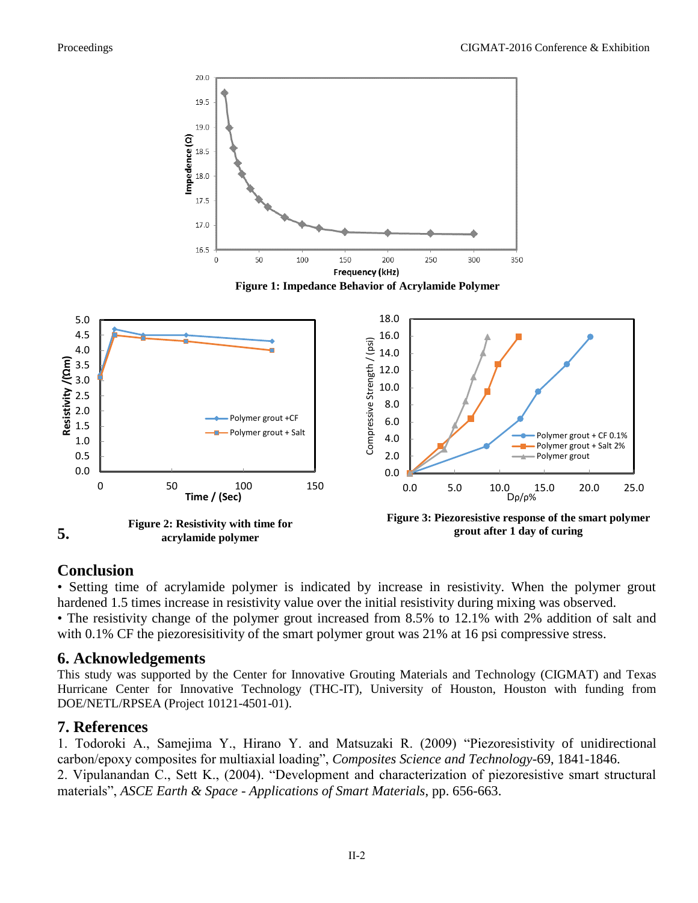20.0
19.5
19.0
18.5
18.0
17.5
17.0
16.5
Impedence (Ω)
0
50
100
150
200
250
300
350
Frequency (kHz)

**Figure 1: Impedance Behavior of Acrylamide Polymer**

5.0
4.5
4.0
3.5
3.0
2.5
2.0
1.5
1.0
0.5
0.0
Resistivity /(Ωm)
0
50
100
150
Time / (Sec)
Polymer grout +CF
Polymer grout + Salt

**Figure 2: Resistivity with time for acrylamide polymer**

18.0
16.0
14.0
12.0
10.0
8.0
6.0
4.0
2.0
0.0
Compressive Strength / (psi)
0.0
5.0
10.0
15.0
20.0
25.0
Dρ/ρ%
Polymer grout + CF 0.1%
Polymer grout + Salt 2%
Polymer grout

**Figure 3: Piezoresistive response of the smart polymer grout after 1 day of curing**

## 5. Conclusion

- Setting time of acrylamide polymer is indicated by increase in resistivity. When the polymer grout hardened 1.5 times increase in resistivity value over the initial resistivity during mixing was observed.
- The resistivity change of the polymer grout increased from 8.5% to 12.1% with 2% addition of salt and with 0.1% CF the piezoresisitivity of the smart polymer grout was 21% at 16 psi compressive stress.

## 6. Acknowledgements

This study was supported by the Center for Innovative Grouting Materials and Technology (CIGMAT) and Texas Hurricane Center for Innovative Technology (THC-IT), University of Houston, Houston with funding from DOE/NETL/RPSEA (Project 10121-4501-01).

## 7. References

1. Todoroki A., Samejima Y., Hirano Y. and Matsuzaki R. (2009) "Piezoresistivity of unidirectional carbon/epoxy composites for multiaxial loading", *Composites Science and Technology*-69, 1841-1846.
2. Vipulanandan C., Sett K., (2004). "Development and characterization of piezoresistive smart structural materials", *ASCE Earth & Space - Applications of Smart Materials*, pp. 656-663.